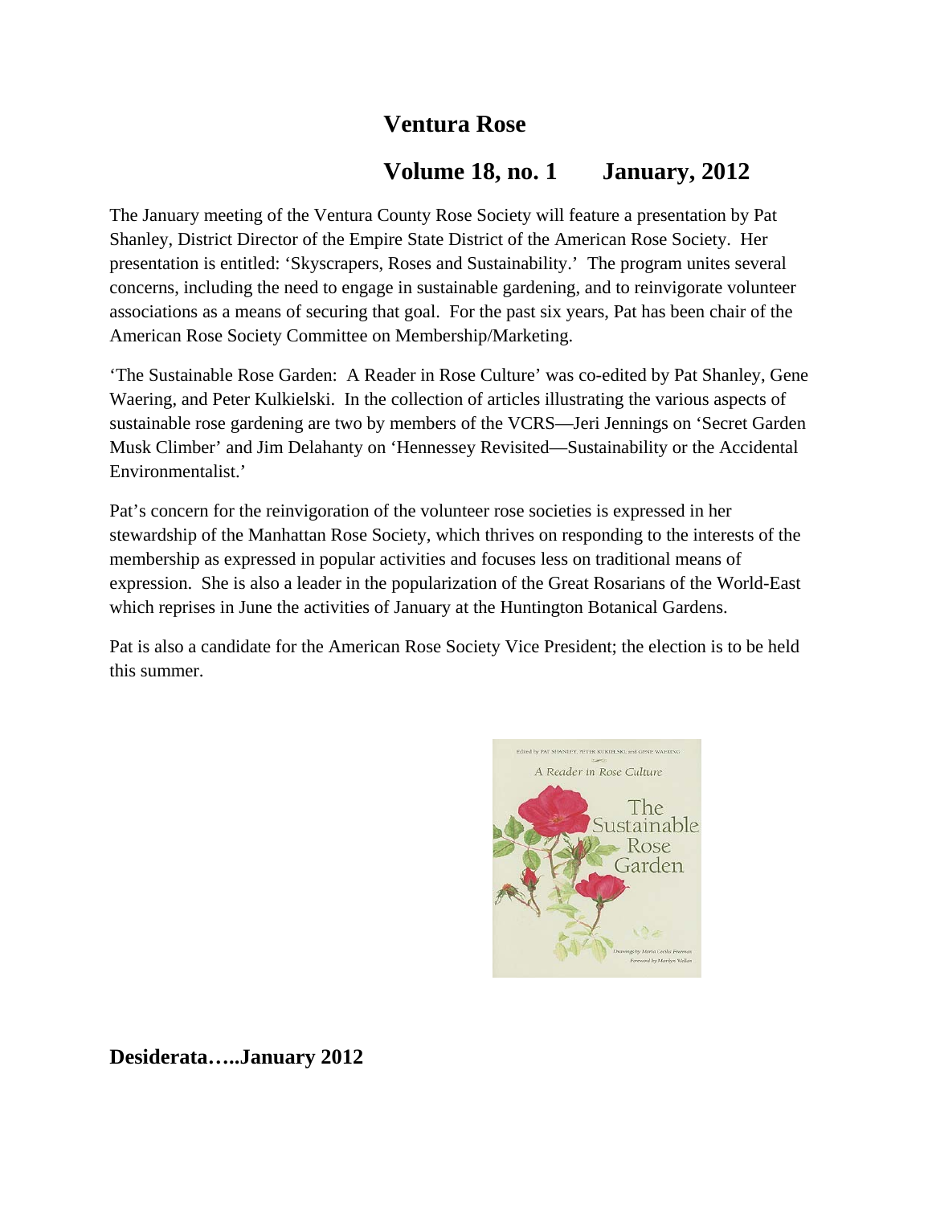# Ventura Rose

## Volume 18, no. 1 January, 2012

The January meeting of the Ventura County Rose Society will feature a presentation by Pat Shanley, District Director of the Empire State District of the American Rose Society. Her presentation is entitled: 'Skyscrapers, Roses and Sustainability.' The program unites several concerns, including the need to engage in sustainable gardening, and to reinvigorate volunteer associations as a means of securing that goal. For the past six years, Pat has been chair of the American Rose Society Committee on Membership/Marketing.

'The Sustainable Rose Garden: A Reader in Rose Culture' was co-edited by Pat Shanley, Gene Waering, and Peter Kulkielski. In the collection of articles illustrating the various aspects of sustainable rose gardening are two by members of the VCRS—Jeri Jennings on 'Secret Garden Musk Climber' and Jim Delahanty on 'Hennessey Revisited—Sustainability or the Accidental Environmentalist.'

Pat's concern for the reinvigoration of the volunteer rose societies is expressed in her stewardship of the Manhattan Rose Society, which thrives on responding to the interests of the membership as expressed in popular activities and focuses less on traditional means of expression. She is also a leader in the popularization of the Great Rosarians of the World-East which reprises in June the activities of January at the Huntington Botanical Gardens.

Pat is also a candidate for the American Rose Society Vice President; the election is to be held this summer.

## Desiderata…..January 2012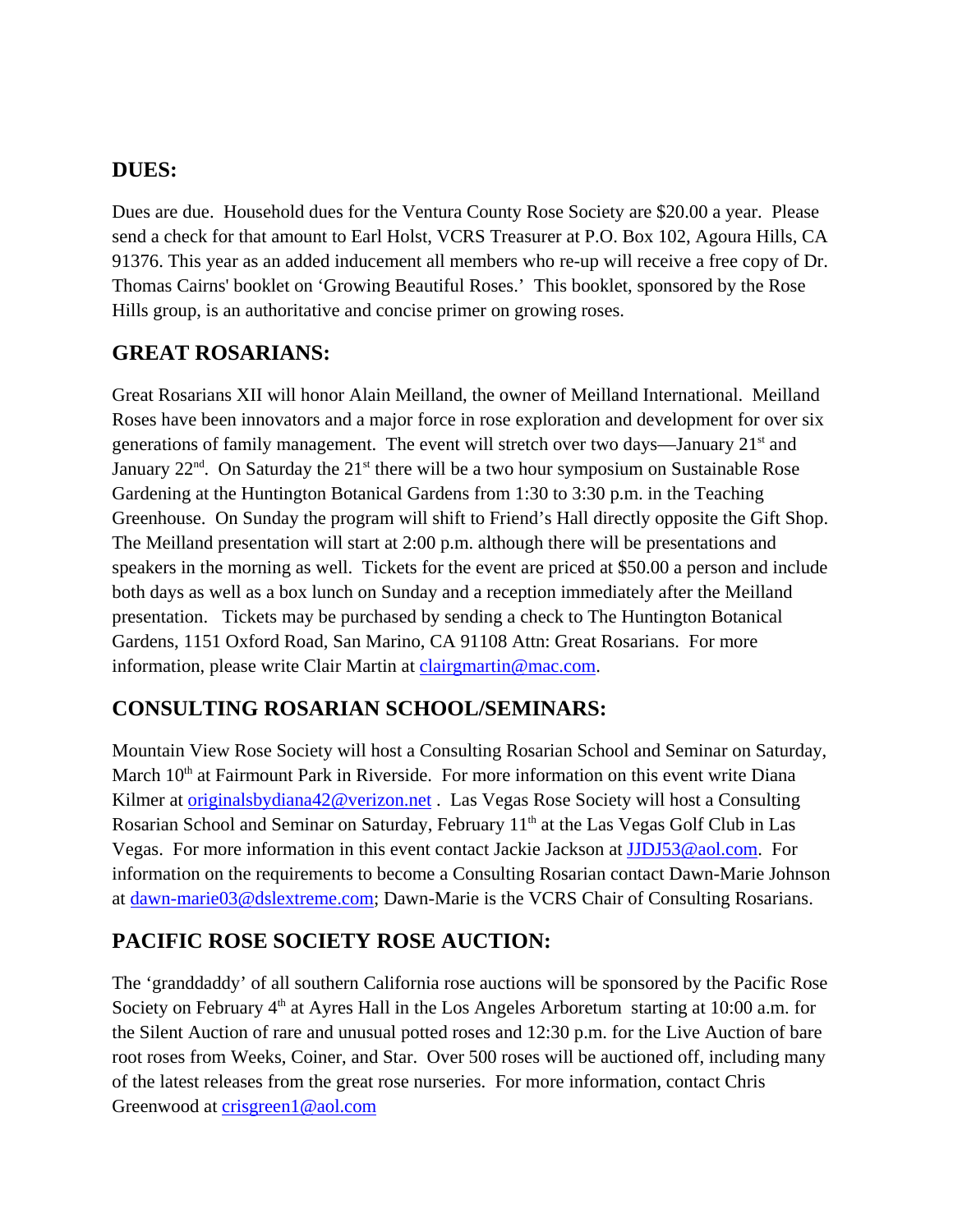## DUES:

Dues are due. Household dues for the Ventura County Rose Society are $20.00 a year. Please send a check for that amount to Earl Holst, VCRS Treasurer at P.O. Box 102, Agoura Hills, CA 91376. This year as an added inducement all members who re-up will receive a free copy of Dr. Thomas Cairns' booklet on 'Growing Beautiful Roses.' This booklet, sponsored by the Rose Hills group, is an authoritative and concise primer on growing roses.

## GREAT ROSARIANS:

Great Rosarians XII will honor Alain Meilland, the owner of Meilland International. Meilland Roses have been innovators and a major force in rose exploration and development for over six generations of family management. The event will stretch over two days—January 21st and January 22nd. On Saturday the 21st there will be a two hour symposium on Sustainable Rose Gardening at the Huntington Botanical Gardens from 1:30 to 3:30 p.m. in the Teaching Greenhouse. On Sunday the program will shift to Friend's Hall directly opposite the Gift Shop. The Meilland presentation will start at 2:00 p.m. although there will be presentations and speakers in the morning as well. Tickets for the event are priced at $50.00 a person and include both days as well as a box lunch on Sunday and a reception immediately after the Meilland presentation. Tickets may be purchased by sending a check to The Huntington Botanical Gardens, 1151 Oxford Road, San Marino, CA 91108 Attn: Great Rosarians. For more information, please write Clair Martin at clairgmartin@mac.com.

## CONSULTING ROSARIAN SCHOOL/SEMINARS:

Mountain View Rose Society will host a Consulting Rosarian School and Seminar on Saturday, March 10th at Fairmount Park in Riverside. For more information on this event write Diana Kilmer at originalsbydiana42@verizon.net . Las Vegas Rose Society will host a Consulting Rosarian School and Seminar on Saturday, February 11th at the Las Vegas Golf Club in Las Vegas. For more information in this event contact Jackie Jackson at JJDJ53@aol.com. For information on the requirements to become a Consulting Rosarian contact Dawn-Marie Johnson at dawn-marie03@dslextreme.com; Dawn-Marie is the VCRS Chair of Consulting Rosarians.

## PACIFIC ROSE SOCIETY ROSE AUCTION:

The 'granddaddy' of all southern California rose auctions will be sponsored by the Pacific Rose Society on February 4th at Ayres Hall in the Los Angeles Arboretum starting at 10:00 a.m. for the Silent Auction of rare and unusual potted roses and 12:30 p.m. for the Live Auction of bare root roses from Weeks, Coiner, and Star. Over 500 roses will be auctioned off, including many of the latest releases from the great rose nurseries. For more information, contact Chris Greenwood at crisgreen1@aol.com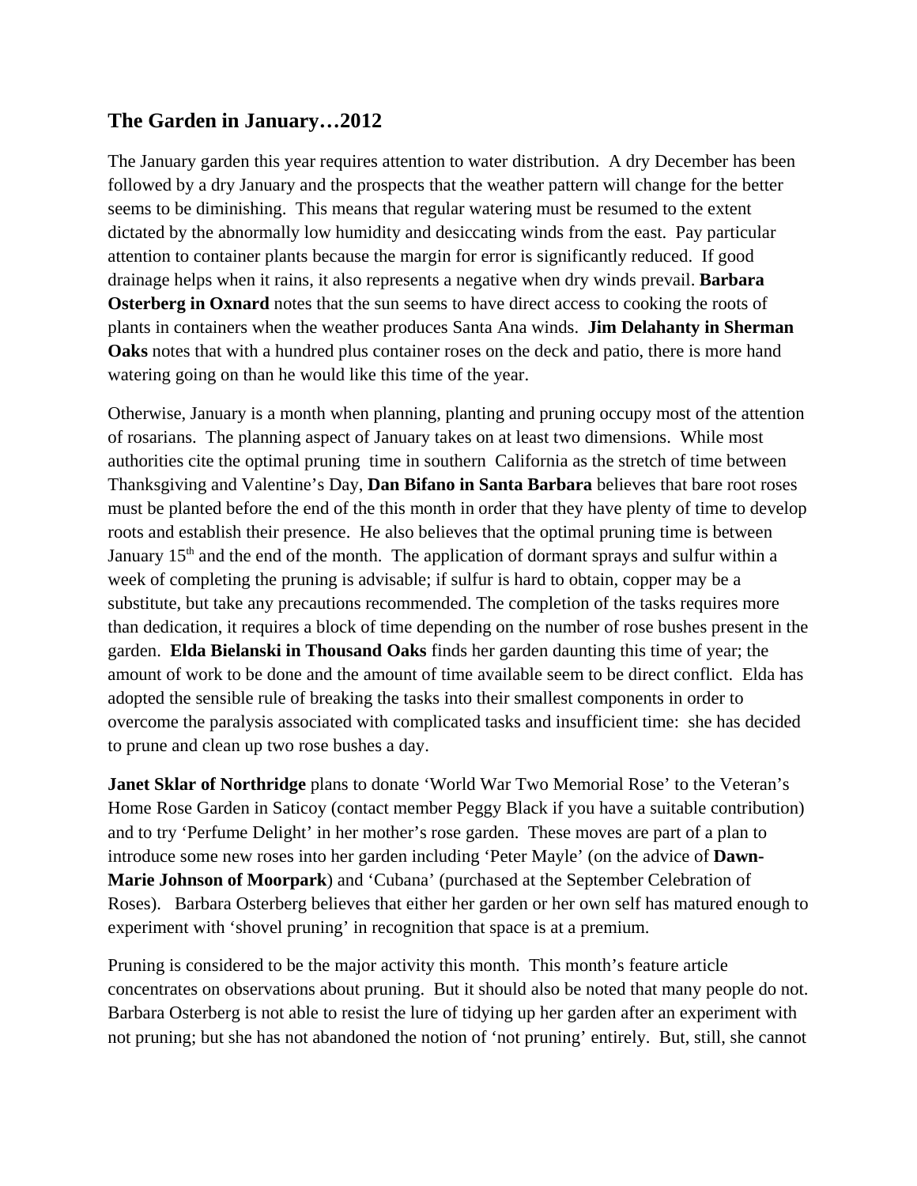## The Garden in January…2012

The January garden this year requires attention to water distribution. A dry December has been followed by a dry January and the prospects that the weather pattern will change for the better seems to be diminishing. This means that regular watering must be resumed to the extent dictated by the abnormally low humidity and desiccating winds from the east. Pay particular attention to container plants because the margin for error is significantly reduced. If good drainage helps when it rains, it also represents a negative when dry winds prevail. **Barbara Osterberg in Oxnard** notes that the sun seems to have direct access to cooking the roots of plants in containers when the weather produces Santa Ana winds. **Jim Delahanty in Sherman Oaks** notes that with a hundred plus container roses on the deck and patio, there is more hand watering going on than he would like this time of the year.

Otherwise, January is a month when planning, planting and pruning occupy most of the attention of rosarians. The planning aspect of January takes on at least two dimensions. While most authorities cite the optimal pruning time in southern California as the stretch of time between Thanksgiving and Valentine's Day, **Dan Bifano in Santa Barbara** believes that bare root roses must be planted before the end of the this month in order that they have plenty of time to develop roots and establish their presence. He also believes that the optimal pruning time is between January 15th and the end of the month. The application of dormant sprays and sulfur within a week of completing the pruning is advisable; if sulfur is hard to obtain, copper may be a substitute, but take any precautions recommended. The completion of the tasks requires more than dedication, it requires a block of time depending on the number of rose bushes present in the garden. **Elda Bielanski in Thousand Oaks** finds her garden daunting this time of year; the amount of work to be done and the amount of time available seem to be direct conflict. Elda has adopted the sensible rule of breaking the tasks into their smallest components in order to overcome the paralysis associated with complicated tasks and insufficient time: she has decided to prune and clean up two rose bushes a day.

**Janet Sklar of Northridge** plans to donate 'World War Two Memorial Rose' to the Veteran's Home Rose Garden in Saticoy (contact member Peggy Black if you have a suitable contribution) and to try 'Perfume Delight' in her mother's rose garden. These moves are part of a plan to introduce some new roses into her garden including 'Peter Mayle' (on the advice of **Dawn-Marie Johnson of Moorpark**) and 'Cubana' (purchased at the September Celebration of Roses). Barbara Osterberg believes that either her garden or her own self has matured enough to experiment with 'shovel pruning' in recognition that space is at a premium.

Pruning is considered to be the major activity this month. This month's feature article concentrates on observations about pruning. But it should also be noted that many people do not. Barbara Osterberg is not able to resist the lure of tidying up her garden after an experiment with not pruning; but she has not abandoned the notion of 'not pruning' entirely. But, still, she cannot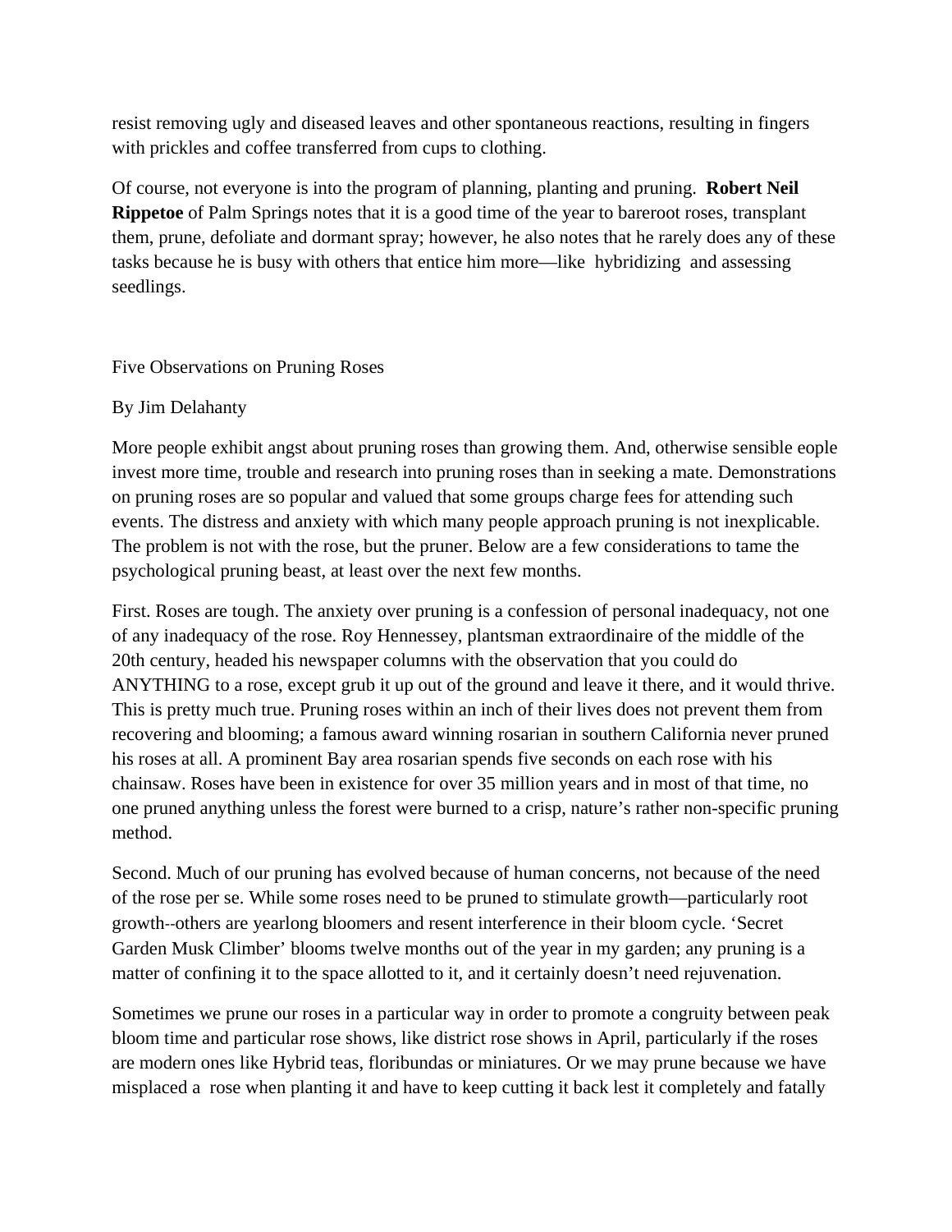resist removing ugly and diseased leaves and other spontaneous reactions, resulting in fingers with prickles and coffee transferred from cups to clothing.

Of course, not everyone is into the program of planning, planting and pruning. **Robert Neil Rippetoe** of Palm Springs notes that it is a good time of the year to bareroot roses, transplant them, prune, defoliate and dormant spray; however, he also notes that he rarely does any of these tasks because he is busy with others that entice him more—like hybridizing and assessing seedlings.

## Five Observations on Pruning Roses

By Jim Delahanty

More people exhibit angst about pruning roses than growing them. And, otherwise sensible eople invest more time, trouble and research into pruning roses than in seeking a mate. Demonstrations on pruning roses are so popular and valued that some groups charge fees for attending such events. The distress and anxiety with which many people approach pruning is not inexplicable. The problem is not with the rose, but the pruner. Below are a few considerations to tame the psychological pruning beast, at least over the next few months.

First. Roses are tough. The anxiety over pruning is a confession of personal inadequacy, not one of any inadequacy of the rose. Roy Hennessey, plantsman extraordinaire of the middle of the 20th century, headed his newspaper columns with the observation that you could do ANYTHING to a rose, except grub it up out of the ground and leave it there, and it would thrive. This is pretty much true. Pruning roses within an inch of their lives does not prevent them from recovering and blooming; a famous award winning rosarian in southern California never pruned his roses at all. A prominent Bay area rosarian spends five seconds on each rose with his chainsaw. Roses have been in existence for over 35 million years and in most of that time, no one pruned anything unless the forest were burned to a crisp, nature's rather non-specific pruning method.

Second. Much of our pruning has evolved because of human concerns, not because of the need of the rose per se. While some roses need to be pruned to stimulate growth—particularly root growth--others are yearlong bloomers and resent interference in their bloom cycle. 'Secret Garden Musk Climber' blooms twelve months out of the year in my garden; any pruning is a matter of confining it to the space allotted to it, and it certainly doesn't need rejuvenation.

Sometimes we prune our roses in a particular way in order to promote a congruity between peak bloom time and particular rose shows, like district rose shows in April, particularly if the roses are modern ones like Hybrid teas, floribundas or miniatures. Or we may prune because we have misplaced a rose when planting it and have to keep cutting it back lest it completely and fatally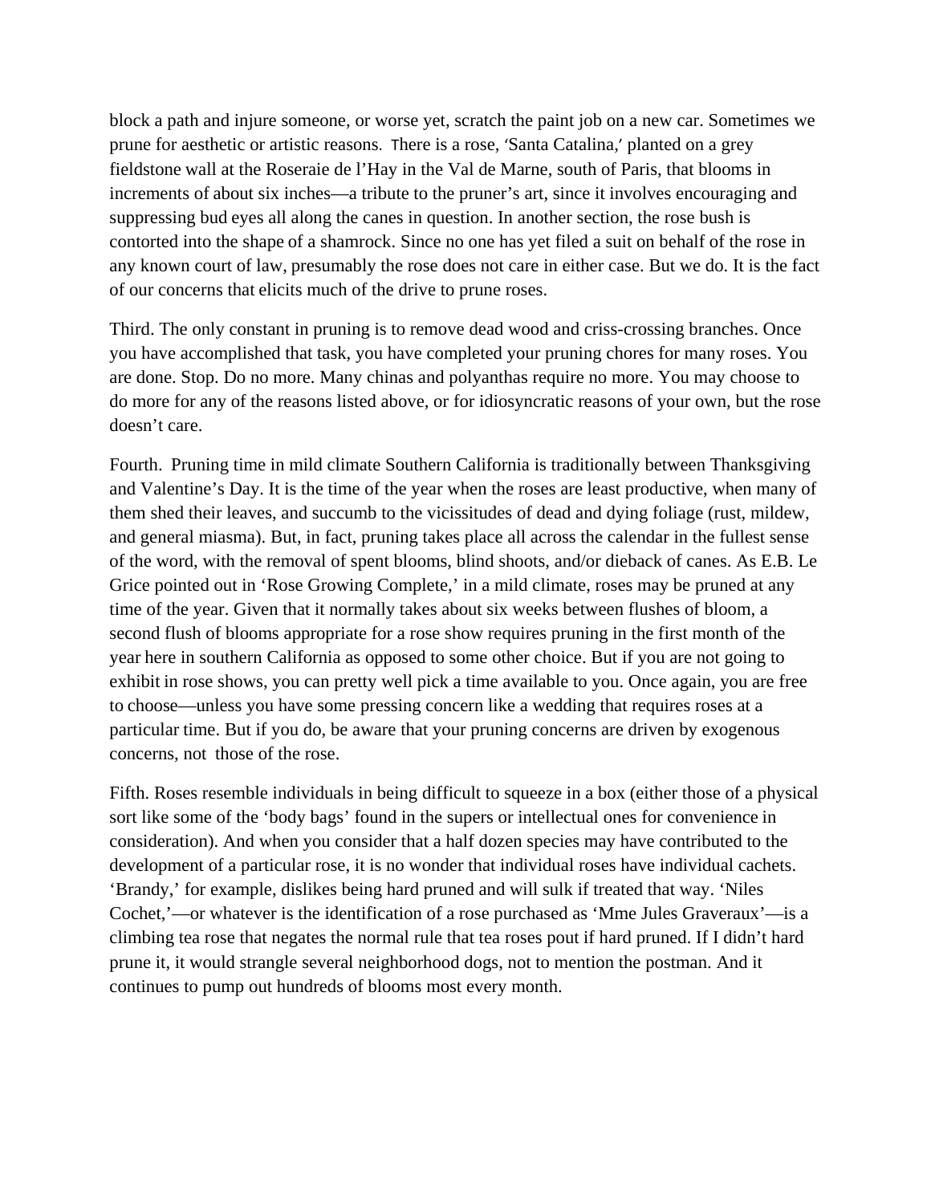block a path and injure someone, or worse yet, scratch the paint job on a new car. Sometimes we prune for aesthetic or artistic reasons. There is a rose, 'Santa Catalina,' planted on a grey fieldstone wall at the Roseraie de l'Hay in the Val de Marne, south of Paris, that blooms in increments of about six inches—a tribute to the pruner's art, since it involves encouraging and suppressing bud eyes all along the canes in question. In another section, the rose bush is contorted into the shape of a shamrock. Since no one has yet filed a suit on behalf of the rose in any known court of law, presumably the rose does not care in either case. But we do. It is the fact of our concerns that elicits much of the drive to prune roses.

Third. The only constant in pruning is to remove dead wood and criss-crossing branches. Once you have accomplished that task, you have completed your pruning chores for many roses. You are done. Stop. Do no more. Many chinas and polyanthas require no more. You may choose to do more for any of the reasons listed above, or for idiosyncratic reasons of your own, but the rose doesn't care.

Fourth. Pruning time in mild climate Southern California is traditionally between Thanksgiving and Valentine's Day. It is the time of the year when the roses are least productive, when many of them shed their leaves, and succumb to the vicissitudes of dead and dying foliage (rust, mildew, and general miasma). But, in fact, pruning takes place all across the calendar in the fullest sense of the word, with the removal of spent blooms, blind shoots, and/or dieback of canes. As E.B. Le Grice pointed out in 'Rose Growing Complete,' in a mild climate, roses may be pruned at any time of the year. Given that it normally takes about six weeks between flushes of bloom, a second flush of blooms appropriate for a rose show requires pruning in the first month of the year here in southern California as opposed to some other choice. But if you are not going to exhibit in rose shows, you can pretty well pick a time available to you. Once again, you are free to choose—unless you have some pressing concern like a wedding that requires roses at a particular time. But if you do, be aware that your pruning concerns are driven by exogenous concerns, not those of the rose.

Fifth. Roses resemble individuals in being difficult to squeeze in a box (either those of a physical sort like some of the 'body bags' found in the supers or intellectual ones for convenience in consideration). And when you consider that a half dozen species may have contributed to the development of a particular rose, it is no wonder that individual roses have individual cachets. 'Brandy,' for example, dislikes being hard pruned and will sulk if treated that way. 'Niles Cochet,'—or whatever is the identification of a rose purchased as 'Mme Jules Graveraux'—is a climbing tea rose that negates the normal rule that tea roses pout if hard pruned. If I didn't hard prune it, it would strangle several neighborhood dogs, not to mention the postman. And it continues to pump out hundreds of blooms most every month.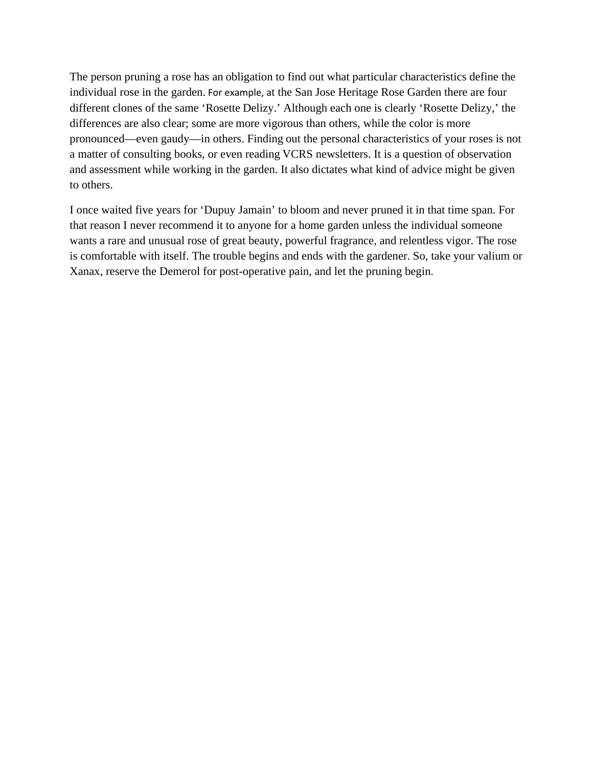The person pruning a rose has an obligation to find out what particular characteristics define the individual rose in the garden. For example, at the San Jose Heritage Rose Garden there are four different clones of the same 'Rosette Delizy.' Although each one is clearly 'Rosette Delizy,' the differences are also clear; some are more vigorous than others, while the color is more pronounced—even gaudy—in others. Finding out the personal characteristics of your roses is not a matter of consulting books, or even reading VCRS newsletters. It is a question of observation and assessment while working in the garden. It also dictates what kind of advice might be given to others.

I once waited five years for 'Dupuy Jamain' to bloom and never pruned it in that time span. For that reason I never recommend it to anyone for a home garden unless the individual someone wants a rare and unusual rose of great beauty, powerful fragrance, and relentless vigor. The rose is comfortable with itself. The trouble begins and ends with the gardener. So, take your valium or Xanax, reserve the Demerol for post-operative pain, and let the pruning begin.